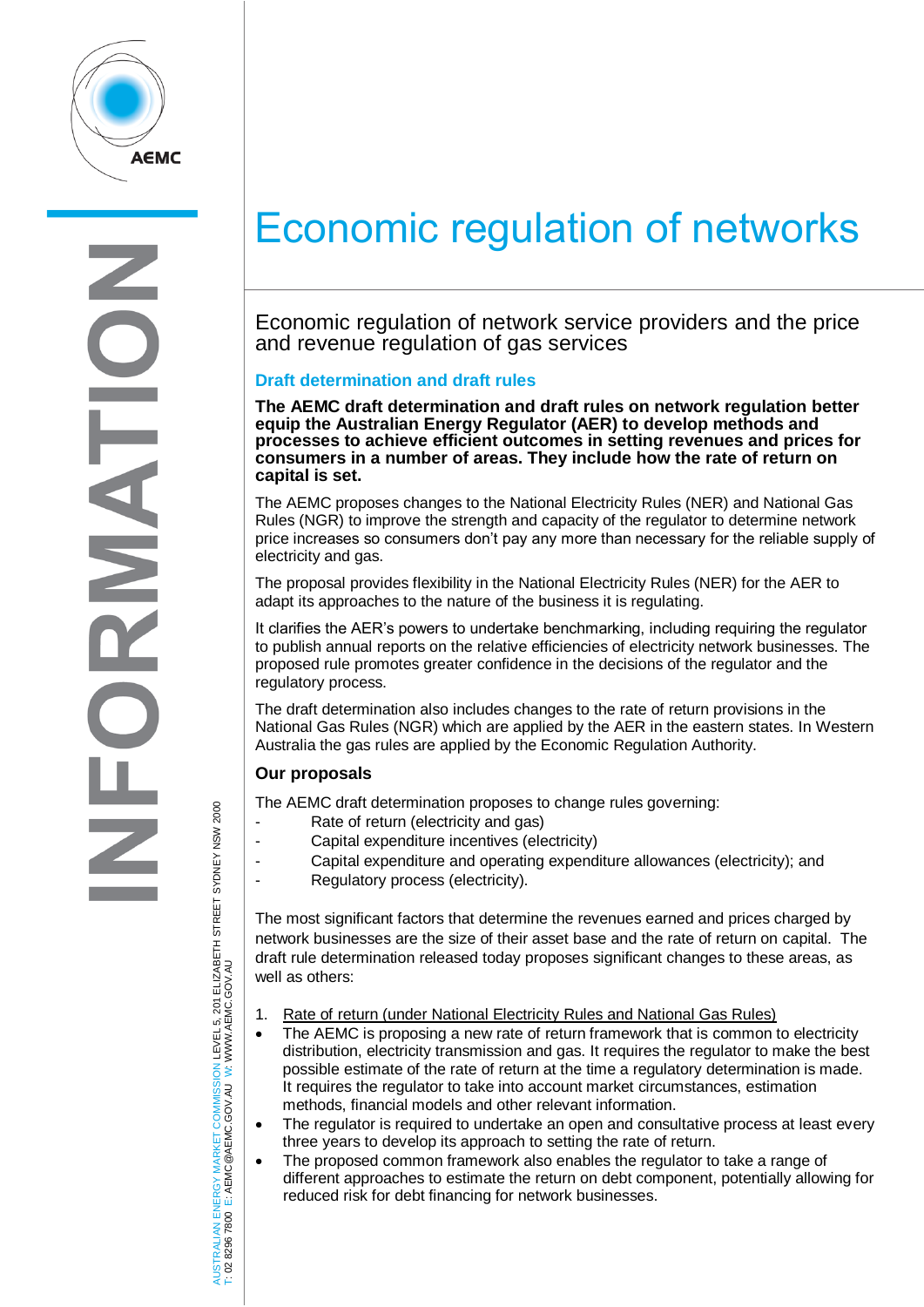# Economic regulation of networks

## Economic regulation of network service providers and the price and revenue regulation of gas services

### Draft determination and draft rules

**The AEMC draft determination and draft rules on network regulation better equip the Australian Energy Regulator (AER) to develop methods and processes to achieve efficient outcomes in setting revenues and prices for consumers in a number of areas. They include how the rate of return on capital is set.**

The AEMC proposes changes to the National Electricity Rules (NER) and National Gas Rules (NGR) to improve the strength and capacity of the regulator to determine network price increases so consumers don't pay any more than necessary for the reliable supply of electricity and gas.

The proposal provides flexibility in the National Electricity Rules (NER) for the AER to adapt its approaches to the nature of the business it is regulating.

It clarifies the AER's powers to undertake benchmarking, including requiring the regulator to publish annual reports on the relative efficiencies of electricity network businesses. The proposed rule promotes greater confidence in the decisions of the regulator and the regulatory process.

The draft determination also includes changes to the rate of return provisions in the National Gas Rules (NGR) which are applied by the AER in the eastern states. In Western Australia the gas rules are applied by the Economic Regulation Authority.

### Our proposals

The AEMC draft determination proposes to change rules governing:

- Rate of return (electricity and gas)
- Capital expenditure incentives (electricity)
- Capital expenditure and operating expenditure allowances (electricity); and
- Regulatory process (electricity).

The most significant factors that determine the revenues earned and prices charged by network businesses are the size of their asset base and the rate of return on capital. The draft rule determination released today proposes significant changes to these areas, as well as others:

1. Rate of return (under National Electricity Rules and National Gas Rules)

- The AEMC is proposing a new rate of return framework that is common to electricity distribution, electricity transmission and gas. It requires the regulator to make the best possible estimate of the rate of return at the time a regulatory determination is made. It requires the regulator to take into account market circumstances, estimation methods, financial models and other relevant information.
- The regulator is required to undertake an open and consultative process at least every three years to develop its approach to setting the rate of return.
- The proposed common framework also enables the regulator to take a range of different approaches to estimate the return on debt component, potentially allowing for reduced risk for debt financing for network businesses.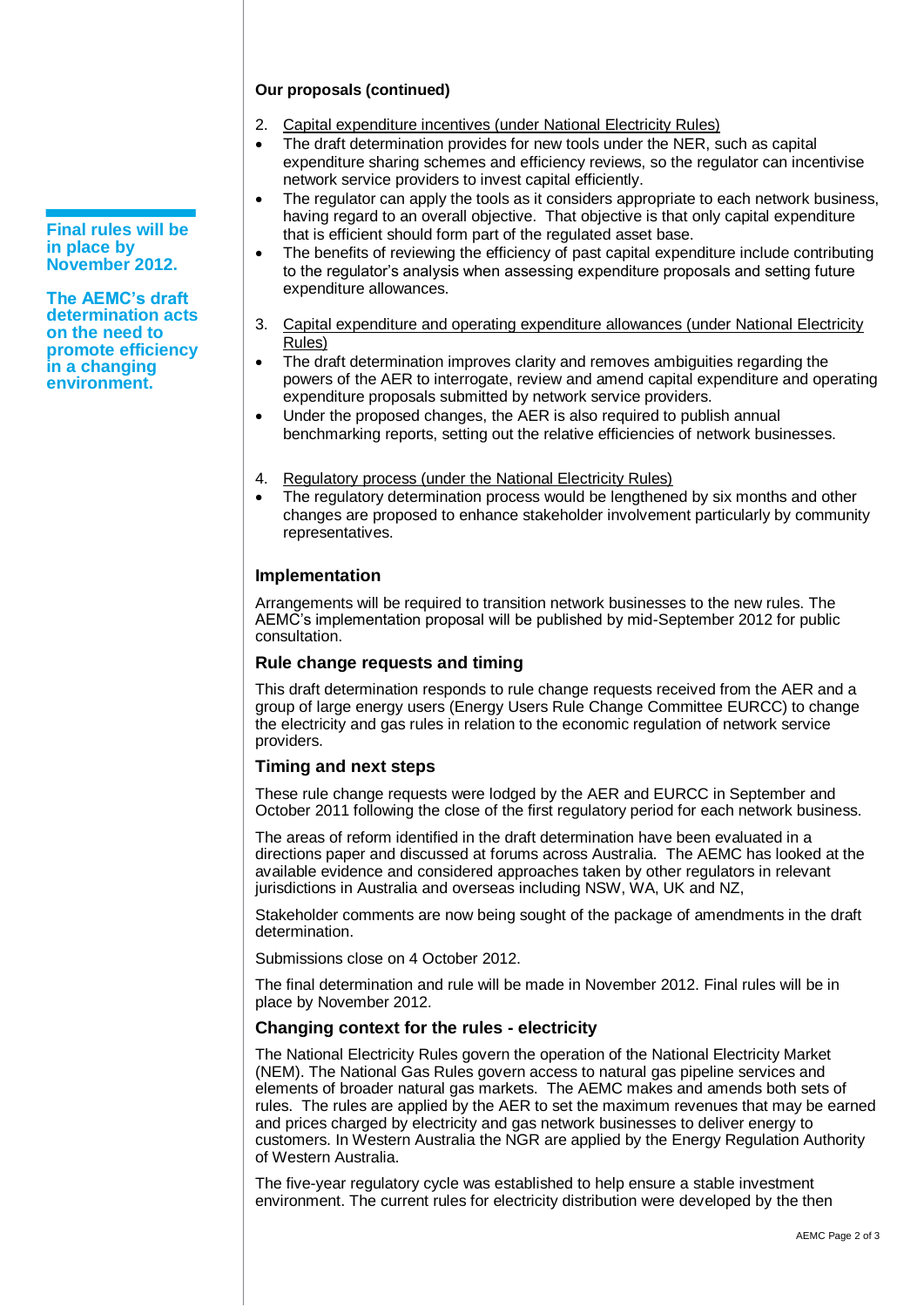**Our proposals (continued)**

2. Capital expenditure incentives (under National Electricity Rules)

- The draft determination provides for new tools under the NER, such as capital expenditure sharing schemes and efficiency reviews, so the regulator can incentivise network service providers to invest capital efficiently.
- The regulator can apply the tools as it considers appropriate to each network business, having regard to an overall objective. That objective is that only capital expenditure that is efficient should form part of the regulated asset base.
- The benefits of reviewing the efficiency of past capital expenditure include contributing to the regulator's analysis when assessing expenditure proposals and setting future expenditure allowances.

3. Capital expenditure and operating expenditure allowances (under National Electricity Rules)

- The draft determination improves clarity and removes ambiguities regarding the powers of the AER to interrogate, review and amend capital expenditure and operating expenditure proposals submitted by network service providers.
- Under the proposed changes, the AER is also required to publish annual benchmarking reports, setting out the relative efficiencies of network businesses.

4. Regulatory process (under the National Electricity Rules)

- The regulatory determination process would be lengthened by six months and other changes are proposed to enhance stakeholder involvement particularly by community representatives.

**Final rules will be in place by November 2012.**

**The AEMC's draft determination acts on the need to promote efficiency in a changing environment.**

## Implementation

Arrangements will be required to transition network businesses to the new rules. The AEMC's implementation proposal will be published by mid-September 2012 for public consultation.

## Rule change requests and timing

This draft determination responds to rule change requests received from the AER and a group of large energy users (Energy Users Rule Change Committee EURCC) to change the electricity and gas rules in relation to the economic regulation of network service providers.

## Timing and next steps

These rule change requests were lodged by the AER and EURCC in September and October 2011 following the close of the first regulatory period for each network business.

The areas of reform identified in the draft determination have been evaluated in a directions paper and discussed at forums across Australia. The AEMC has looked at the available evidence and considered approaches taken by other regulators in relevant jurisdictions in Australia and overseas including NSW, WA, UK and NZ,

Stakeholder comments are now being sought of the package of amendments in the draft determination.

Submissions close on 4 October 2012.

The final determination and rule will be made in November 2012. Final rules will be in place by November 2012.

## Changing context for the rules - electricity

The National Electricity Rules govern the operation of the National Electricity Market (NEM). The National Gas Rules govern access to natural gas pipeline services and elements of broader natural gas markets. The AEMC makes and amends both sets of rules. The rules are applied by the AER to set the maximum revenues that may be earned and prices charged by electricity and gas network businesses to deliver energy to customers. In Western Australia the NGR are applied by the Energy Regulation Authority of Western Australia.

The five-year regulatory cycle was established to help ensure a stable investment environment. The current rules for electricity distribution were developed by the then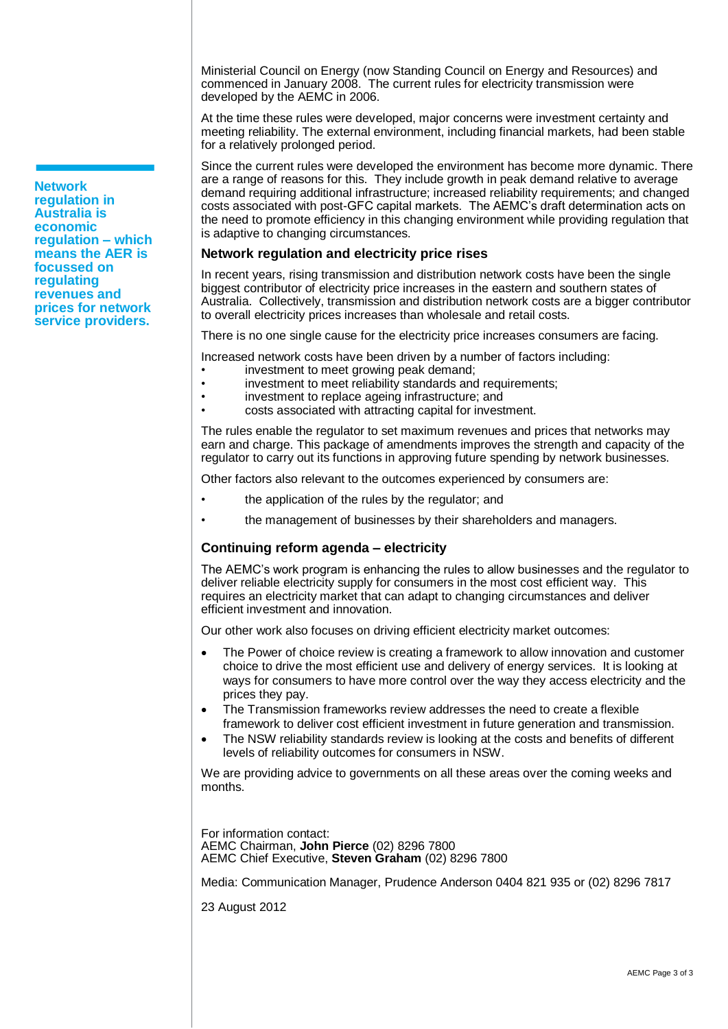Ministerial Council on Energy (now Standing Council on Energy and Resources) and commenced in January 2008. The current rules for electricity transmission were developed by the AEMC in 2006.

At the time these rules were developed, major concerns were investment certainty and meeting reliability. The external environment, including financial markets, had been stable for a relatively prolonged period.

**Network regulation in Australia is economic regulation – which means the AER is focussed on regulating revenues and prices for network service providers.**

Since the current rules were developed the environment has become more dynamic. There are a range of reasons for this. They include growth in peak demand relative to average demand requiring additional infrastructure; increased reliability requirements; and changed costs associated with post-GFC capital markets. The AEMC's draft determination acts on the need to promote efficiency in this changing environment while providing regulation that is adaptive to changing circumstances.

### Network regulation and electricity price rises

In recent years, rising transmission and distribution network costs have been the single biggest contributor of electricity price increases in the eastern and southern states of Australia. Collectively, transmission and distribution network costs are a bigger contributor to overall electricity prices increases than wholesale and retail costs.

There is no one single cause for the electricity price increases consumers are facing.

Increased network costs have been driven by a number of factors including:

- investment to meet growing peak demand;
- investment to meet reliability standards and requirements;
- investment to replace ageing infrastructure; and
- costs associated with attracting capital for investment.

The rules enable the regulator to set maximum revenues and prices that networks may earn and charge. This package of amendments improves the strength and capacity of the regulator to carry out its functions in approving future spending by network businesses.

Other factors also relevant to the outcomes experienced by consumers are:

- the application of the rules by the regulator; and
- the management of businesses by their shareholders and managers.

### Continuing reform agenda – electricity

The AEMC's work program is enhancing the rules to allow businesses and the regulator to deliver reliable electricity supply for consumers in the most cost efficient way. This requires an electricity market that can adapt to changing circumstances and deliver efficient investment and innovation.

Our other work also focuses on driving efficient electricity market outcomes:

- The Power of choice review is creating a framework to allow innovation and customer choice to drive the most efficient use and delivery of energy services. It is looking at ways for consumers to have more control over the way they access electricity and the prices they pay.
- The Transmission frameworks review addresses the need to create a flexible framework to deliver cost efficient investment in future generation and transmission.
- The NSW reliability standards review is looking at the costs and benefits of different levels of reliability outcomes for consumers in NSW.

We are providing advice to governments on all these areas over the coming weeks and months.

For information contact:
AEMC Chairman, **John Pierce** (02) 8296 7800
AEMC Chief Executive, **Steven Graham** (02) 8296 7800

Media: Communication Manager, Prudence Anderson 0404 821 935 or (02) 8296 7817

23 August 2012